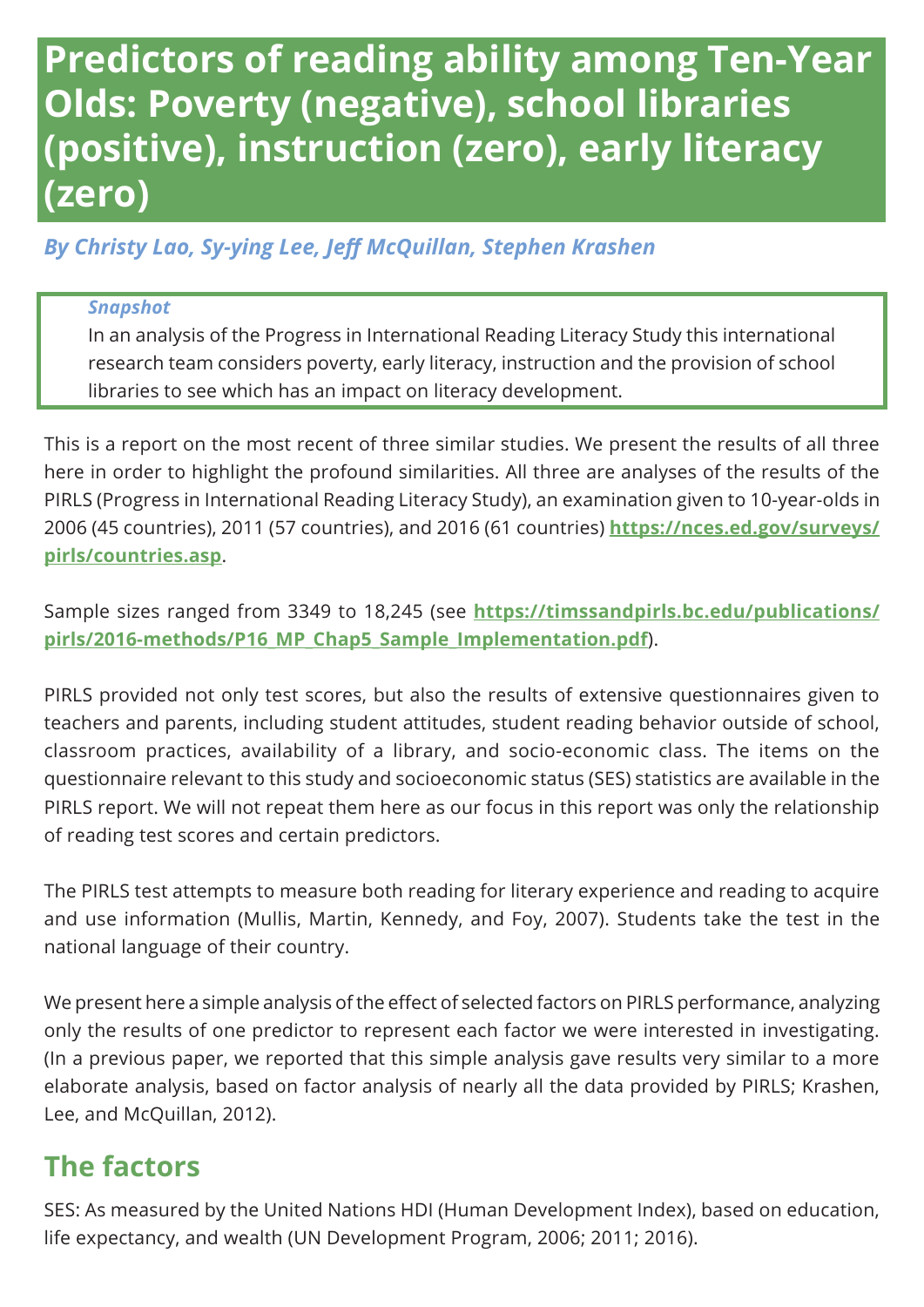# Predictors of reading ability among Ten-Year Olds: Poverty (negative), school libraries (positive), instruction (zero), early literacy (zero)

*By Christy Lao, Sy-ying Lee, Jeff McQuillan, Stephen Krashen*

> *Snapshot*
>
> In an analysis of the Progress in International Reading Literacy Study this international research team considers poverty, early literacy, instruction and the provision of school libraries to see which has an impact on literacy development.

This is a report on the most recent of three similar studies. We present the results of all three here in order to highlight the profound similarities. All three are analyses of the results of the PIRLS (Progress in International Reading Literacy Study), an examination given to 10-year-olds in 2006 (45 countries), 2011 (57 countries), and 2016 (61 countries) **https://nces.ed.gov/surveys/pirls/countries.asp**.

Sample sizes ranged from 3349 to 18,245 (see **https://timssandpirls.bc.edu/publications/pirls/2016-methods/P16_MP_Chap5_Sample_Implementation.pdf**).

PIRLS provided not only test scores, but also the results of extensive questionnaires given to teachers and parents, including student attitudes, student reading behavior outside of school, classroom practices, availability of a library, and socio-economic class. The items on the questionnaire relevant to this study and socioeconomic status (SES) statistics are available in the PIRLS report. We will not repeat them here as our focus in this report was only the relationship of reading test scores and certain predictors.

The PIRLS test attempts to measure both reading for literary experience and reading to acquire and use information (Mullis, Martin, Kennedy, and Foy, 2007). Students take the test in the national language of their country.

We present here a simple analysis of the effect of selected factors on PIRLS performance, analyzing only the results of one predictor to represent each factor we were interested in investigating. (In a previous paper, we reported that this simple analysis gave results very similar to a more elaborate analysis, based on factor analysis of nearly all the data provided by PIRLS; Krashen, Lee, and McQuillan, 2012).

## The factors

SES: As measured by the United Nations HDI (Human Development Index), based on education, life expectancy, and wealth (UN Development Program, 2006; 2011; 2016).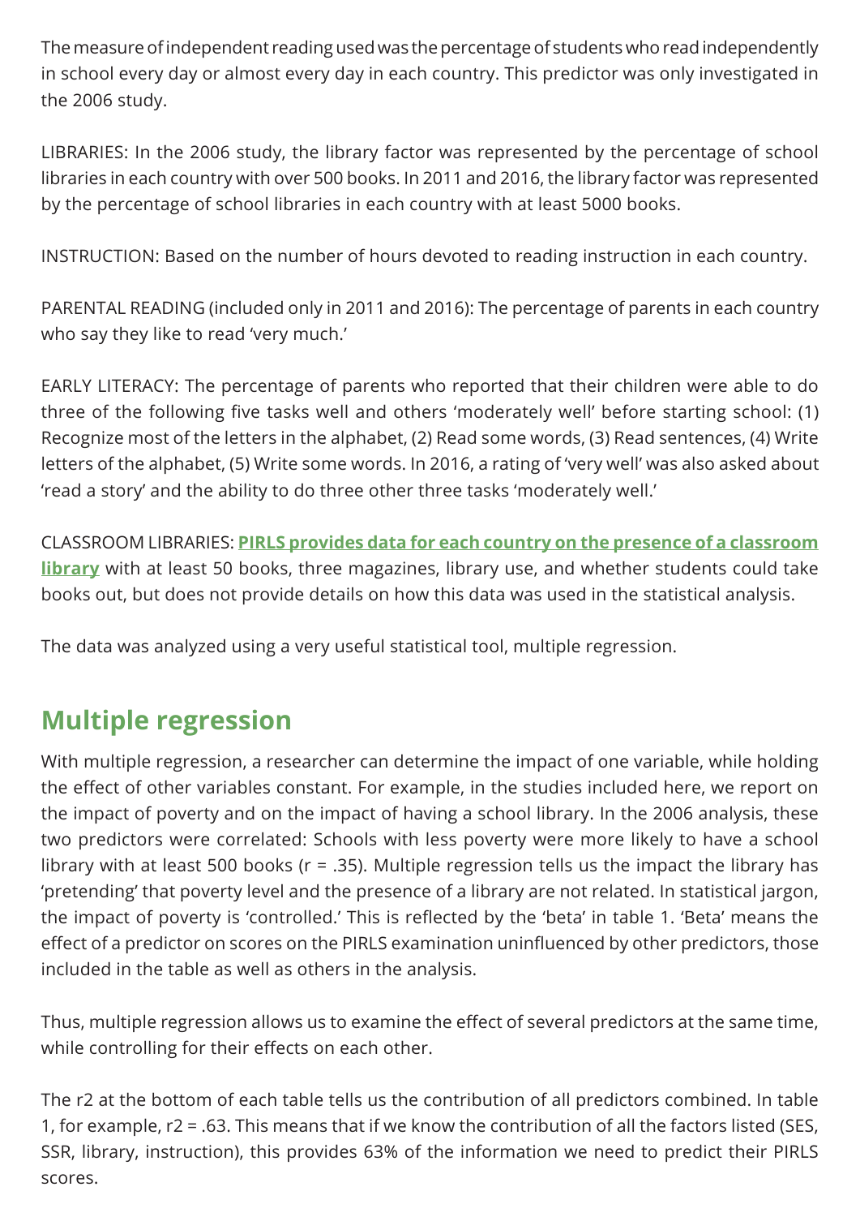The measure of independent reading used was the percentage of students who read independently in school every day or almost every day in each country. This predictor was only investigated in the 2006 study.

LIBRARIES: In the 2006 study, the library factor was represented by the percentage of school libraries in each country with over 500 books. In 2011 and 2016, the library factor was represented by the percentage of school libraries in each country with at least 5000 books.

INSTRUCTION: Based on the number of hours devoted to reading instruction in each country.

PARENTAL READING (included only in 2011 and 2016): The percentage of parents in each country who say they like to read 'very much.'

EARLY LITERACY: The percentage of parents who reported that their children were able to do three of the following five tasks well and others 'moderately well' before starting school: (1) Recognize most of the letters in the alphabet, (2) Read some words, (3) Read sentences, (4) Write letters of the alphabet, (5) Write some words. In 2016, a rating of 'very well' was also asked about 'read a story' and the ability to do three other three tasks 'moderately well.'

CLASSROOM LIBRARIES: **PIRLS provides data for each country on the presence of a classroom library** with at least 50 books, three magazines, library use, and whether students could take books out, but does not provide details on how this data was used in the statistical analysis.

The data was analyzed using a very useful statistical tool, multiple regression.

## Multiple regression

With multiple regression, a researcher can determine the impact of one variable, while holding the effect of other variables constant. For example, in the studies included here, we report on the impact of poverty and on the impact of having a school library. In the 2006 analysis, these two predictors were correlated: Schools with less poverty were more likely to have a school library with at least 500 books ($r = .35$). Multiple regression tells us the impact the library has 'pretending' that poverty level and the presence of a library are not related. In statistical jargon, the impact of poverty is 'controlled.' This is reflected by the 'beta' in table 1. 'Beta' means the effect of a predictor on scores on the PIRLS examination uninfluenced by other predictors, those included in the table as well as others in the analysis.

Thus, multiple regression allows us to examine the effect of several predictors at the same time, while controlling for their effects on each other.

The $r2$ at the bottom of each table tells us the contribution of all predictors combined. In table 1, for example, $r2 = .63$. This means that if we know the contribution of all the factors listed (SES, SSR, library, instruction), this provides 63% of the information we need to predict their PIRLS scores.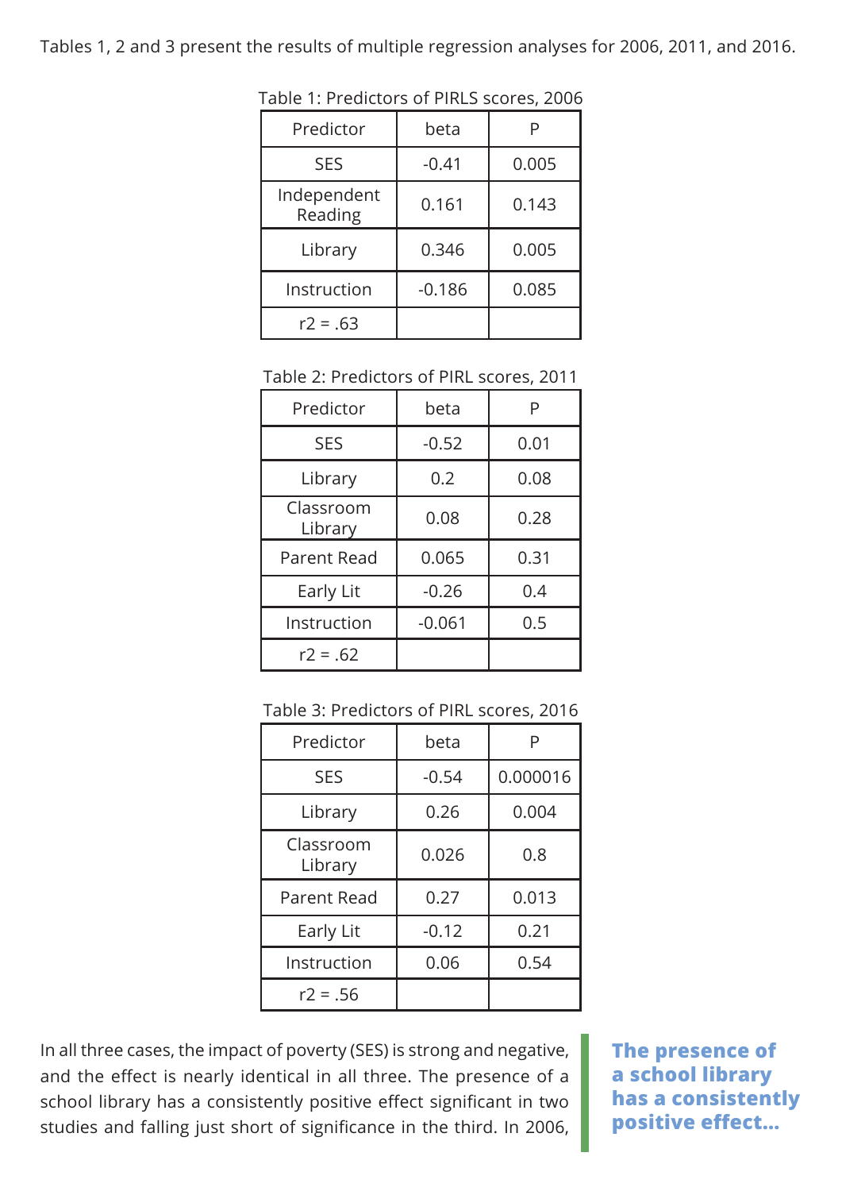Tables 1, 2 and 3 present the results of multiple regression analyses for 2006, 2011, and 2016.

Table 1: Predictors of PIRLS scores, 2006

| Predictor | beta | P |
|---|---|---|
| SES | -0.41 | 0.005 |
| Independent Reading | 0.161 | 0.143 |
| Library | 0.346 | 0.005 |
| Instruction | -0.186 | 0.085 |
| r2 = .63 | | |

Table 2: Predictors of PIRL scores, 2011

| Predictor | beta | P |
|---|---|---|
| SES | -0.52 | 0.01 |
| Library | 0.2 | 0.08 |
| Classroom Library | 0.08 | 0.28 |
| Parent Read | 0.065 | 0.31 |
| Early Lit | -0.26 | 0.4 |
| Instruction | -0.061 | 0.5 |
| r2 = .62 | | |

Table 3: Predictors of PIRL scores, 2016

| Predictor | beta | P |
|---|---|---|
| SES | -0.54 | 0.000016 |
| Library | 0.26 | 0.004 |
| Classroom Library | 0.026 | 0.8 |
| Parent Read | 0.27 | 0.013 |
| Early Lit | -0.12 | 0.21 |
| Instruction | 0.06 | 0.54 |
| r2 = .56 | | |

In all three cases, the impact of poverty (SES) is strong and negative, and the effect is nearly identical in all three. The presence of a school library has a consistently positive effect significant in two studies and falling just short of significance in the third. In 2006,

**The presence of a school library has a consistently positive effect...**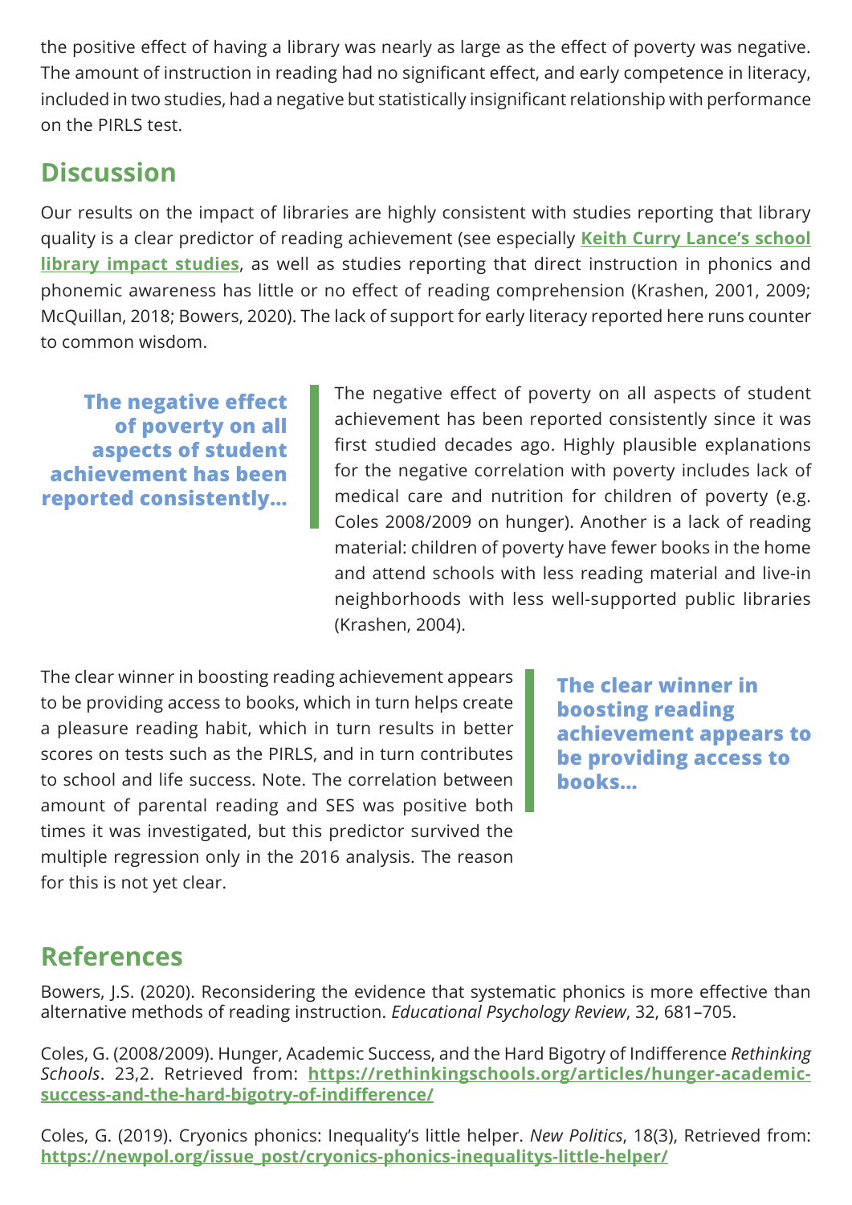the positive effect of having a library was nearly as large as the effect of poverty was negative. The amount of instruction in reading had no significant effect, and early competence in literacy, included in two studies, had a negative but statistically insignificant relationship with performance on the PIRLS test.

## Discussion

Our results on the impact of libraries are highly consistent with studies reporting that library quality is a clear predictor of reading achievement (see especially **Keith Curry Lance's school library impact studies**, as well as studies reporting that direct instruction in phonics and phonemic awareness has little or no effect of reading comprehension (Krashen, 2001, 2009; McQuillan, 2018; Bowers, 2020). The lack of support for early literacy reported here runs counter to common wisdom.

> **The negative effect of poverty on all aspects of student achievement has been reported consistently...**

The negative effect of poverty on all aspects of student achievement has been reported consistently since it was first studied decades ago. Highly plausible explanations for the negative correlation with poverty includes lack of medical care and nutrition for children of poverty (e.g. Coles 2008/2009 on hunger). Another is a lack of reading material: children of poverty have fewer books in the home and attend schools with less reading material and live-in neighborhoods with less well-supported public libraries (Krashen, 2004).

The clear winner in boosting reading achievement appears to be providing access to books, which in turn helps create a pleasure reading habit, which in turn results in better scores on tests such as the PIRLS, and in turn contributes to school and life success. Note. The correlation between amount of parental reading and SES was positive both times it was investigated, but this predictor survived the multiple regression only in the 2016 analysis. The reason for this is not yet clear.

> **The clear winner in boosting reading achievement appears to be providing access to books...**

## References

Bowers, J.S. (2020). Reconsidering the evidence that systematic phonics is more effective than alternative methods of reading instruction. *Educational Psychology Review*, 32, 681–705.

Coles, G. (2008/2009). Hunger, Academic Success, and the Hard Bigotry of Indifference *Rethinking Schools*. 23,2. Retrieved from: **https://rethinkingschools.org/articles/hunger-academic-success-and-the-hard-bigotry-of-indifference/**

Coles, G. (2019). Cryonics phonics: Inequality's little helper. *New Politics*, 18(3), Retrieved from: **https://newpol.org/issue_post/cryonics-phonics-inequalitys-little-helper/**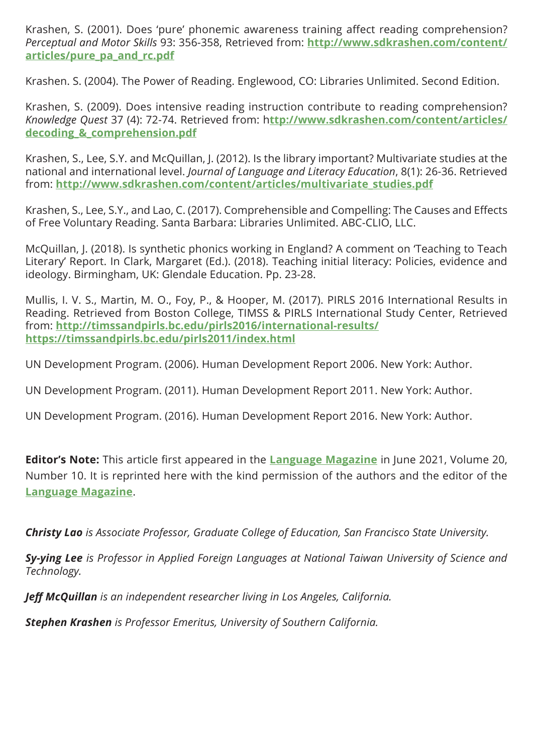Krashen, S. (2001). Does 'pure' phonemic awareness training affect reading comprehension? *Perceptual and Motor Skills* 93: 356-358, Retrieved from: **http://www.sdkrashen.com/content/articles/pure_pa_and_rc.pdf**

Krashen. S. (2004). The Power of Reading. Englewood, CO: Libraries Unlimited. Second Edition.

Krashen, S. (2009). Does intensive reading instruction contribute to reading comprehension? *Knowledge Quest* 37 (4): 72-74. Retrieved from: h**ttp://www.sdkrashen.com/content/articles/decoding_&_comprehension.pdf**

Krashen, S., Lee, S.Y. and McQuillan, J. (2012). Is the library important? Multivariate studies at the national and international level. *Journal of Language and Literacy Education*, 8(1): 26-36. Retrieved from: **http://www.sdkrashen.com/content/articles/multivariate_studies.pdf**

Krashen, S., Lee, S.Y., and Lao, C. (2017). Comprehensible and Compelling: The Causes and Effects of Free Voluntary Reading. Santa Barbara: Libraries Unlimited. ABC-CLIO, LLC.

McQuillan, J. (2018). Is synthetic phonics working in England? A comment on 'Teaching to Teach Literary' Report. In Clark, Margaret (Ed.). (2018). Teaching initial literacy: Policies, evidence and ideology. Birmingham, UK: Glendale Education. Pp. 23-28.

Mullis, I. V. S., Martin, M. O., Foy, P., & Hooper, M. (2017). PIRLS 2016 International Results in Reading. Retrieved from Boston College, TIMSS & PIRLS International Study Center, Retrieved from: **http://timssandpirls.bc.edu/pirls2016/international-results/** **https://timssandpirls.bc.edu/pirls2011/index.html**

UN Development Program. (2006). Human Development Report 2006. New York: Author.

UN Development Program. (2011). Human Development Report 2011. New York: Author.

UN Development Program. (2016). Human Development Report 2016. New York: Author.

**Editor's Note:** This article first appeared in the **Language Magazine** in June 2021, Volume 20, Number 10. It is reprinted here with the kind permission of the authors and the editor of the **Language Magazine**.

***Christy Lao*** *is Associate Professor, Graduate College of Education, San Francisco State University.*

***Sy-ying Lee*** *is Professor in Applied Foreign Languages at National Taiwan University of Science and Technology.*

***Jeff McQuillan*** *is an independent researcher living in Los Angeles, California.*

***Stephen Krashen*** *is Professor Emeritus, University of Southern California.*